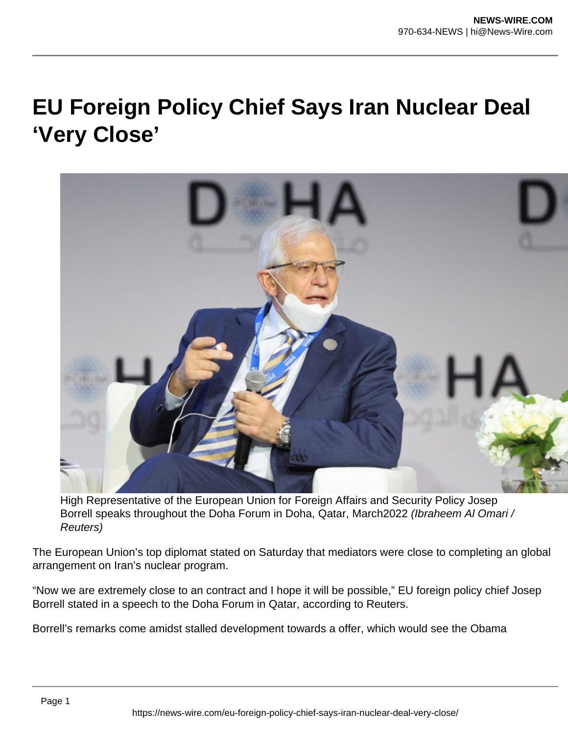# EU Foreign Policy Chief Says Iran Nuclear Deal 'Very Close'

High Representative of the European Union for Foreign Affairs and Security Policy Josep Borrell speaks throughout the Doha Forum in Doha, Qatar, March2022 *(Ibraheem Al Omari / Reuters)*

The European Union's top diplomat stated on Saturday that mediators were close to completing an global arrangement on Iran's nuclear program.

"Now we are extremely close to an contract and I hope it will be possible," EU foreign policy chief Josep Borrell stated in a speech to the Doha Forum in Qatar, according to Reuters.

Borrell's remarks come amidst stalled development towards a offer, which would see the Obama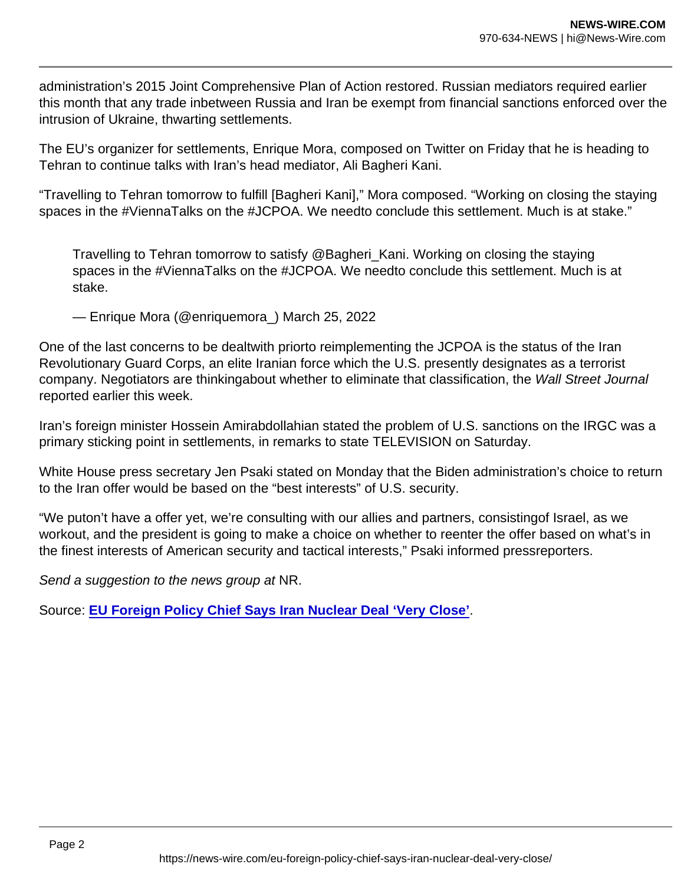administration's 2015 Joint Comprehensive Plan of Action restored. Russian mediators required earlier this month that any trade inbetween Russia and Iran be exempt from financial sanctions enforced over the intrusion of Ukraine, thwarting settlements.

The EU's organizer for settlements, Enrique Mora, composed on Twitter on Friday that he is heading to Tehran to continue talks with Iran's head mediator, Ali Bagheri Kani.

"Travelling to Tehran tomorrow to fulfill [Bagheri Kani]," Mora composed. "Working on closing the staying spaces in the #ViennaTalks on the #JCPOA. We needto conclude this settlement. Much is at stake."

> Travelling to Tehran tomorrow to satisfy @Bagheri_Kani. Working on closing the staying spaces in the #ViennaTalks on the #JCPOA. We needto conclude this settlement. Much is at stake.
>
> — Enrique Mora (@enriquemora_) March 25, 2022

One of the last concerns to be dealtwith priorto reimplementing the JCPOA is the status of the Iran Revolutionary Guard Corps, an elite Iranian force which the U.S. presently designates as a terrorist company. Negotiators are thinkingabout whether to eliminate that classification, the *Wall Street Journal* reported earlier this week.

Iran's foreign minister Hossein Amirabdollahian stated the problem of U.S. sanctions on the IRGC was a primary sticking point in settlements, in remarks to state TELEVISION on Saturday.

White House press secretary Jen Psaki stated on Monday that the Biden administration's choice to return to the Iran offer would be based on the "best interests" of U.S. security.

"We puton't have a offer yet, we're consulting with our allies and partners, consistingof Israel, as we workout, and the president is going to make a choice on whether to reenter the offer based on what's in the finest interests of American security and tactical interests," Psaki informed pressreporters.

*Send a suggestion to the news group at* NR.

Source: **EU Foreign Policy Chief Says Iran Nuclear Deal 'Very Close'**.